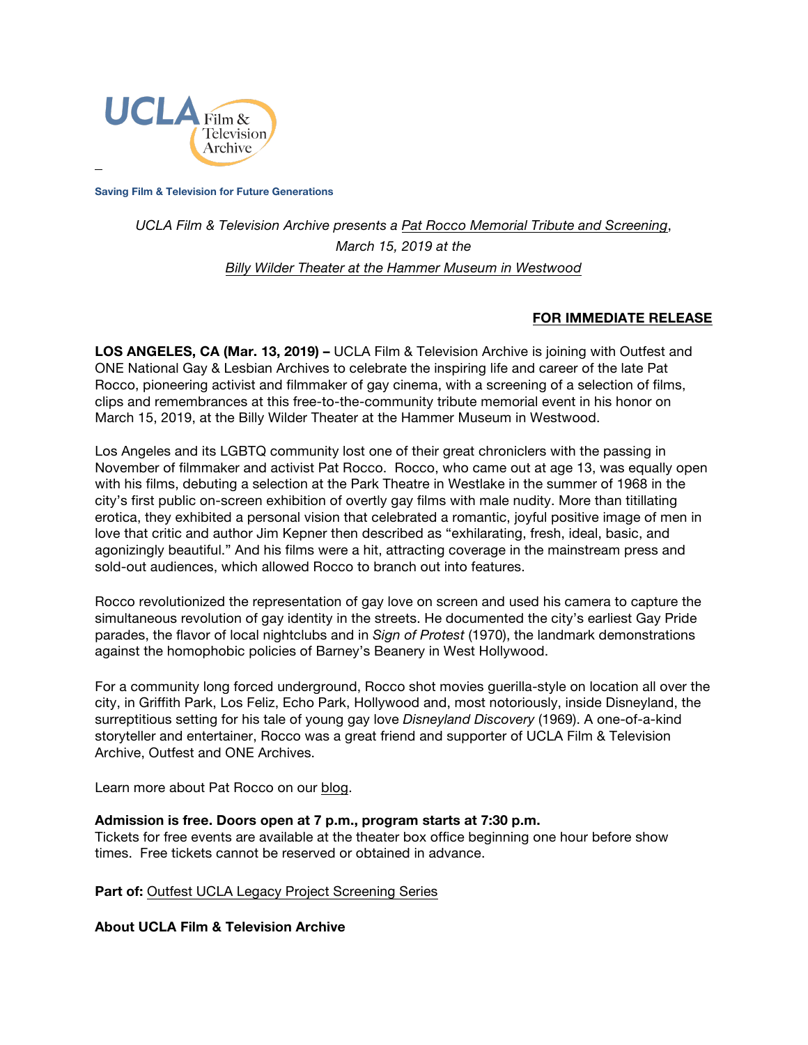UCLA Film & Television Archive

**Saving Film & Television for Future Generations**

*UCLA Film & Television Archive presents a Pat Rocco Memorial Tribute and Screening, March 15, 2019 at the Billy Wilder Theater at the Hammer Museum in Westwood*

**FOR IMMEDIATE RELEASE**

**LOS ANGELES, CA (Mar. 13, 2019) –** UCLA Film & Television Archive is joining with Outfest and ONE National Gay & Lesbian Archives to celebrate the inspiring life and career of the late Pat Rocco, pioneering activist and filmmaker of gay cinema, with a screening of a selection of films, clips and remembrances at this free-to-the-community tribute memorial event in his honor on March 15, 2019, at the Billy Wilder Theater at the Hammer Museum in Westwood.

Los Angeles and its LGBTQ community lost one of their great chroniclers with the passing in November of filmmaker and activist Pat Rocco. Rocco, who came out at age 13, was equally open with his films, debuting a selection at the Park Theatre in Westlake in the summer of 1968 in the city's first public on-screen exhibition of overtly gay films with male nudity. More than titillating erotica, they exhibited a personal vision that celebrated a romantic, joyful positive image of men in love that critic and author Jim Kepner then described as "exhilarating, fresh, ideal, basic, and agonizingly beautiful." And his films were a hit, attracting coverage in the mainstream press and sold-out audiences, which allowed Rocco to branch out into features.

Rocco revolutionized the representation of gay love on screen and used his camera to capture the simultaneous revolution of gay identity in the streets. He documented the city's earliest Gay Pride parades, the flavor of local nightclubs and in *Sign of Protest* (1970), the landmark demonstrations against the homophobic policies of Barney's Beanery in West Hollywood.

For a community long forced underground, Rocco shot movies guerilla-style on location all over the city, in Griffith Park, Los Feliz, Echo Park, Hollywood and, most notoriously, inside Disneyland, the surreptitious setting for his tale of young gay love *Disneyland Discovery* (1969). A one-of-a-kind storyteller and entertainer, Rocco was a great friend and supporter of UCLA Film & Television Archive, Outfest and ONE Archives.

Learn more about Pat Rocco on our blog.

**Admission is free. Doors open at 7 p.m., program starts at 7:30 p.m.**
Tickets for free events are available at the theater box office beginning one hour before show times. Free tickets cannot be reserved or obtained in advance.

**Part of:** Outfest UCLA Legacy Project Screening Series

**About UCLA Film & Television Archive**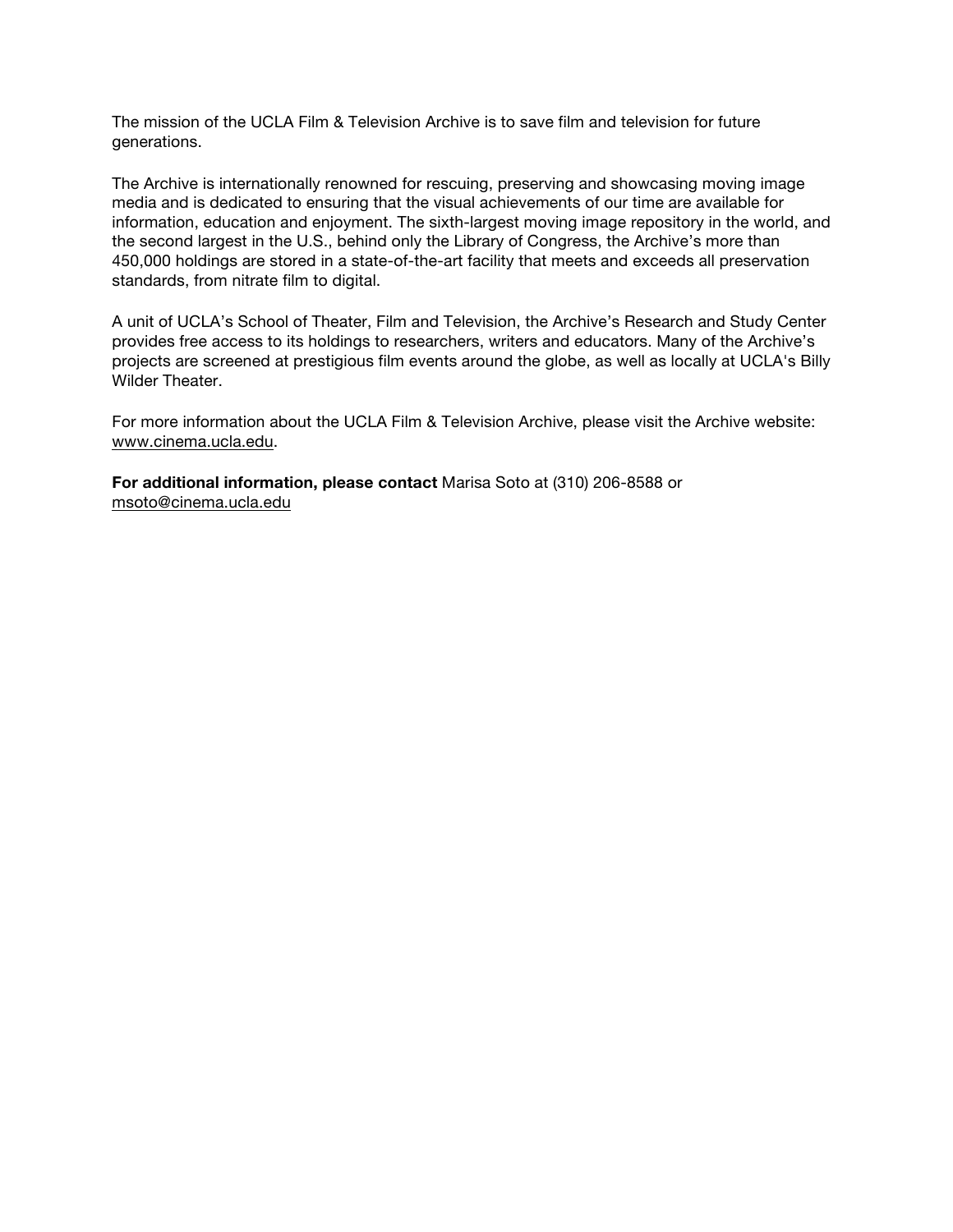The mission of the UCLA Film & Television Archive is to save film and television for future generations.

The Archive is internationally renowned for rescuing, preserving and showcasing moving image media and is dedicated to ensuring that the visual achievements of our time are available for information, education and enjoyment. The sixth-largest moving image repository in the world, and the second largest in the U.S., behind only the Library of Congress, the Archive's more than 450,000 holdings are stored in a state-of-the-art facility that meets and exceeds all preservation standards, from nitrate film to digital.

A unit of UCLA's School of Theater, Film and Television, the Archive's Research and Study Center provides free access to its holdings to researchers, writers and educators. Many of the Archive's projects are screened at prestigious film events around the globe, as well as locally at UCLA's Billy Wilder Theater.

For more information about the UCLA Film & Television Archive, please visit the Archive website: www.cinema.ucla.edu.

**For additional information, please contact** Marisa Soto at (310) 206-8588 or msoto@cinema.ucla.edu